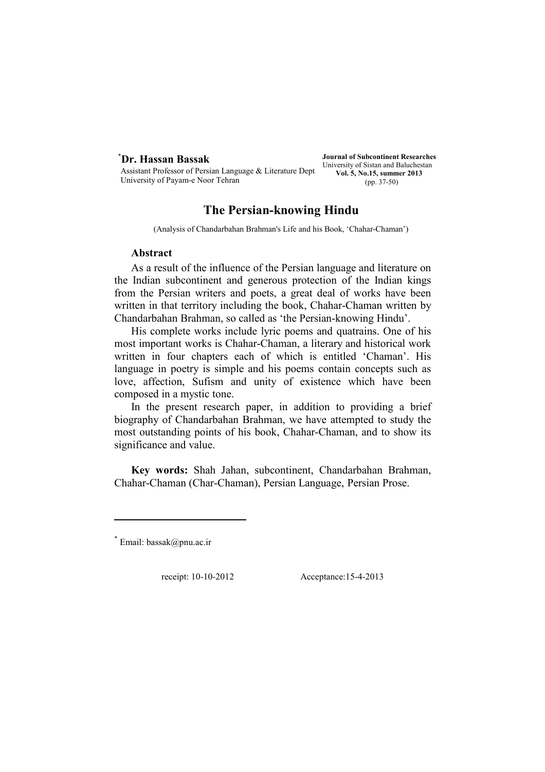[*] **Dr. Hassan Bassak**
Assistant Professor of Persian Language & Literature Dept
University of Payam-e Noor Tehran

**Journal of Subcontinent Researches**
University of Sistan and Baluchestan
**Vol. 5, No.15, summer 2013**
(pp. 37-50)

# The Persian-knowing Hindu

(Analysis of Chandarbahan Brahman's Life and his Book, 'Chahar-Chaman')

## Abstract

As a result of the influence of the Persian language and literature on the Indian subcontinent and generous protection of the Indian kings from the Persian writers and poets, a great deal of works have been written in that territory including the book, Chahar-Chaman written by Chandarbahan Brahman, so called as 'the Persian-knowing Hindu'.

His complete works include lyric poems and quatrains. One of his most important works is Chahar-Chaman, a literary and historical work written in four chapters each of which is entitled 'Chaman'. His language in poetry is simple and his poems contain concepts such as love, affection, Sufism and unity of existence which have been composed in a mystic tone.

In the present research paper, in addition to providing a brief biography of Chandarbahan Brahman, we have attempted to study the most outstanding points of his book, Chahar-Chaman, and to show its significance and value.

**Key words:** Shah Jahan, subcontinent, Chandarbahan Brahman, Chahar-Chaman (Char-Chaman), Persian Language, Persian Prose.

---

[*] Email: bassak@pnu.ac.ir

receipt: 10-10-2012 Acceptance:15-4-2013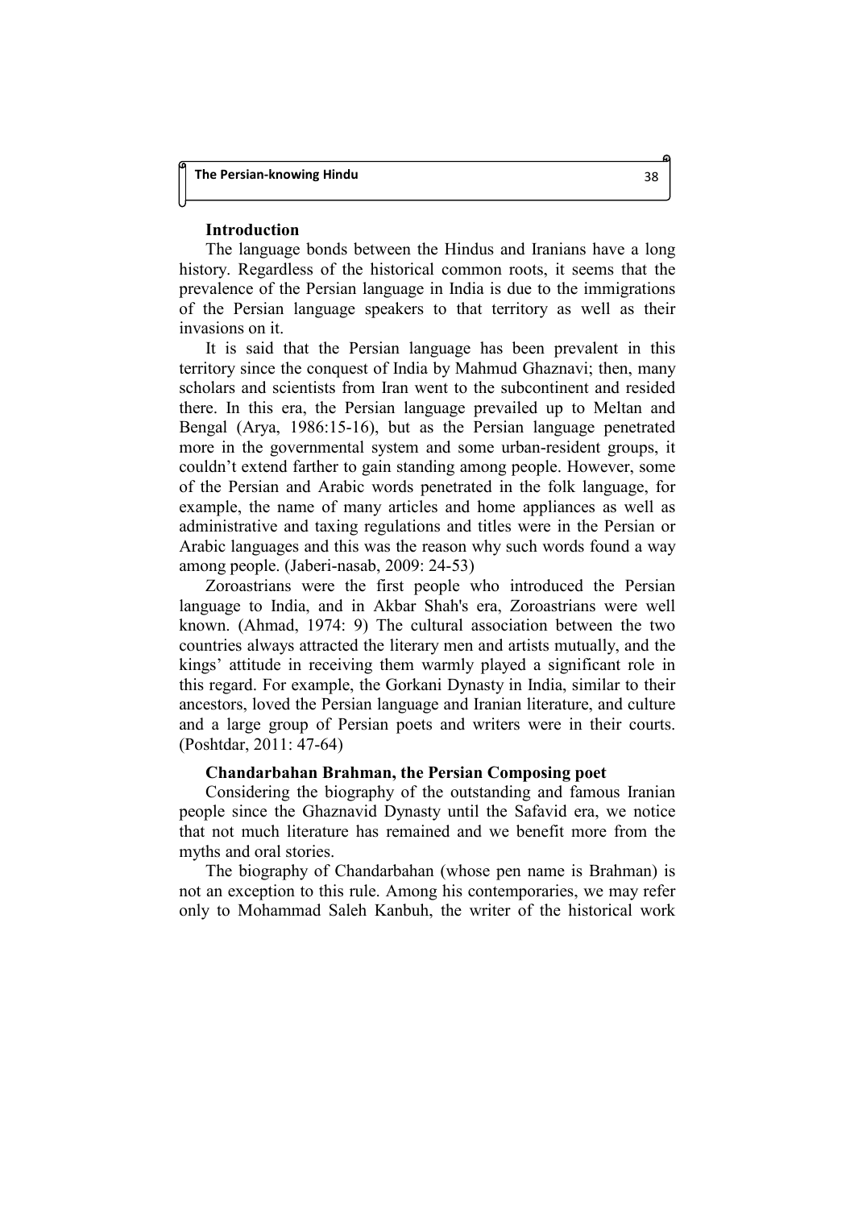## Introduction

The language bonds between the Hindus and Iranians have a long history. Regardless of the historical common roots, it seems that the prevalence of the Persian language in India is due to the immigrations of the Persian language speakers to that territory as well as their invasions on it.

It is said that the Persian language has been prevalent in this territory since the conquest of India by Mahmud Ghaznavi; then, many scholars and scientists from Iran went to the subcontinent and resided there. In this era, the Persian language prevailed up to Meltan and Bengal (Arya, 1986:15-16), but as the Persian language penetrated more in the governmental system and some urban-resident groups, it couldn't extend farther to gain standing among people. However, some of the Persian and Arabic words penetrated in the folk language, for example, the name of many articles and home appliances as well as administrative and taxing regulations and titles were in the Persian or Arabic languages and this was the reason why such words found a way among people. (Jaberi-nasab, 2009: 24-53)

Zoroastrians were the first people who introduced the Persian language to India, and in Akbar Shah's era, Zoroastrians were well known. (Ahmad, 1974: 9) The cultural association between the two countries always attracted the literary men and artists mutually, and the kings' attitude in receiving them warmly played a significant role in this regard. For example, the Gorkani Dynasty in India, similar to their ancestors, loved the Persian language and Iranian literature, and culture and a large group of Persian poets and writers were in their courts. (Poshtdar, 2011: 47-64)

## Chandarbahan Brahman, the Persian Composing poet

Considering the biography of the outstanding and famous Iranian people since the Ghaznavid Dynasty until the Safavid era, we notice that not much literature has remained and we benefit more from the myths and oral stories.

The biography of Chandarbahan (whose pen name is Brahman) is not an exception to this rule. Among his contemporaries, we may refer only to Mohammad Saleh Kanbuh, the writer of the historical work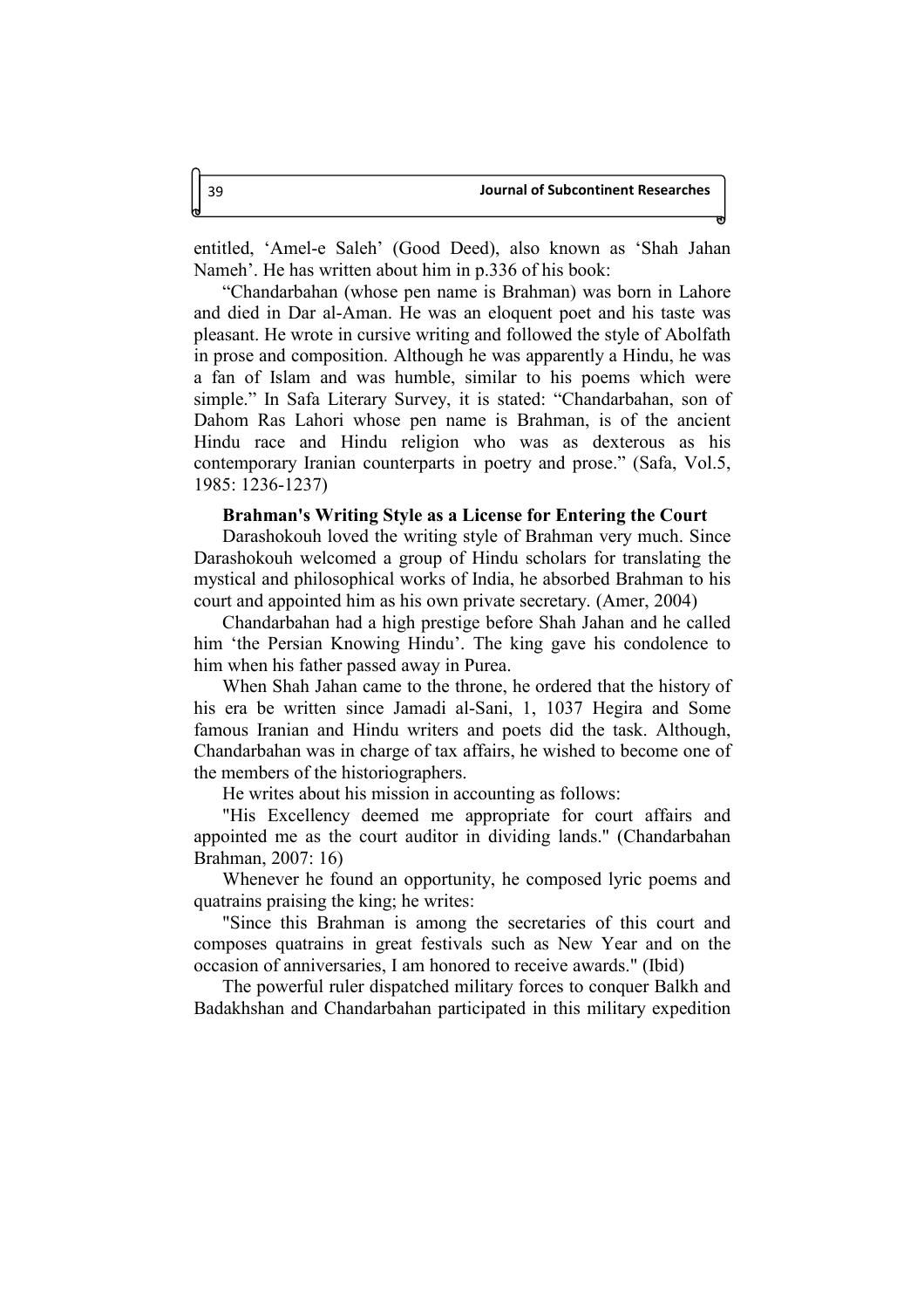entitled, 'Amel-e Saleh' (Good Deed), also known as 'Shah Jahan Nameh'. He has written about him in p.336 of his book:

"Chandarbahan (whose pen name is Brahman) was born in Lahore and died in Dar al-Aman. He was an eloquent poet and his taste was pleasant. He wrote in cursive writing and followed the style of Abolfath in prose and composition. Although he was apparently a Hindu, he was a fan of Islam and was humble, similar to his poems which were simple." In Safa Literary Survey, it is stated: "Chandarbahan, son of Dahom Ras Lahori whose pen name is Brahman, is of the ancient Hindu race and Hindu religion who was as dexterous as his contemporary Iranian counterparts in poetry and prose." (Safa, Vol.5, 1985: 1236-1237)

**Brahman's Writing Style as a License for Entering the Court**

Darashokouh loved the writing style of Brahman very much. Since Darashokouh welcomed a group of Hindu scholars for translating the mystical and philosophical works of India, he absorbed Brahman to his court and appointed him as his own private secretary. (Amer, 2004)

Chandarbahan had a high prestige before Shah Jahan and he called him 'the Persian Knowing Hindu'. The king gave his condolence to him when his father passed away in Purea.

When Shah Jahan came to the throne, he ordered that the history of his era be written since Jamadi al-Sani, 1, 1037 Hegira and Some famous Iranian and Hindu writers and poets did the task. Although, Chandarbahan was in charge of tax affairs, he wished to become one of the members of the historiographers.

He writes about his mission in accounting as follows:

"His Excellency deemed me appropriate for court affairs and appointed me as the court auditor in dividing lands." (Chandarbahan Brahman, 2007: 16)

Whenever he found an opportunity, he composed lyric poems and quatrains praising the king; he writes:

"Since this Brahman is among the secretaries of this court and composes quatrains in great festivals such as New Year and on the occasion of anniversaries, I am honored to receive awards." (Ibid)

The powerful ruler dispatched military forces to conquer Balkh and Badakhshan and Chandarbahan participated in this military expedition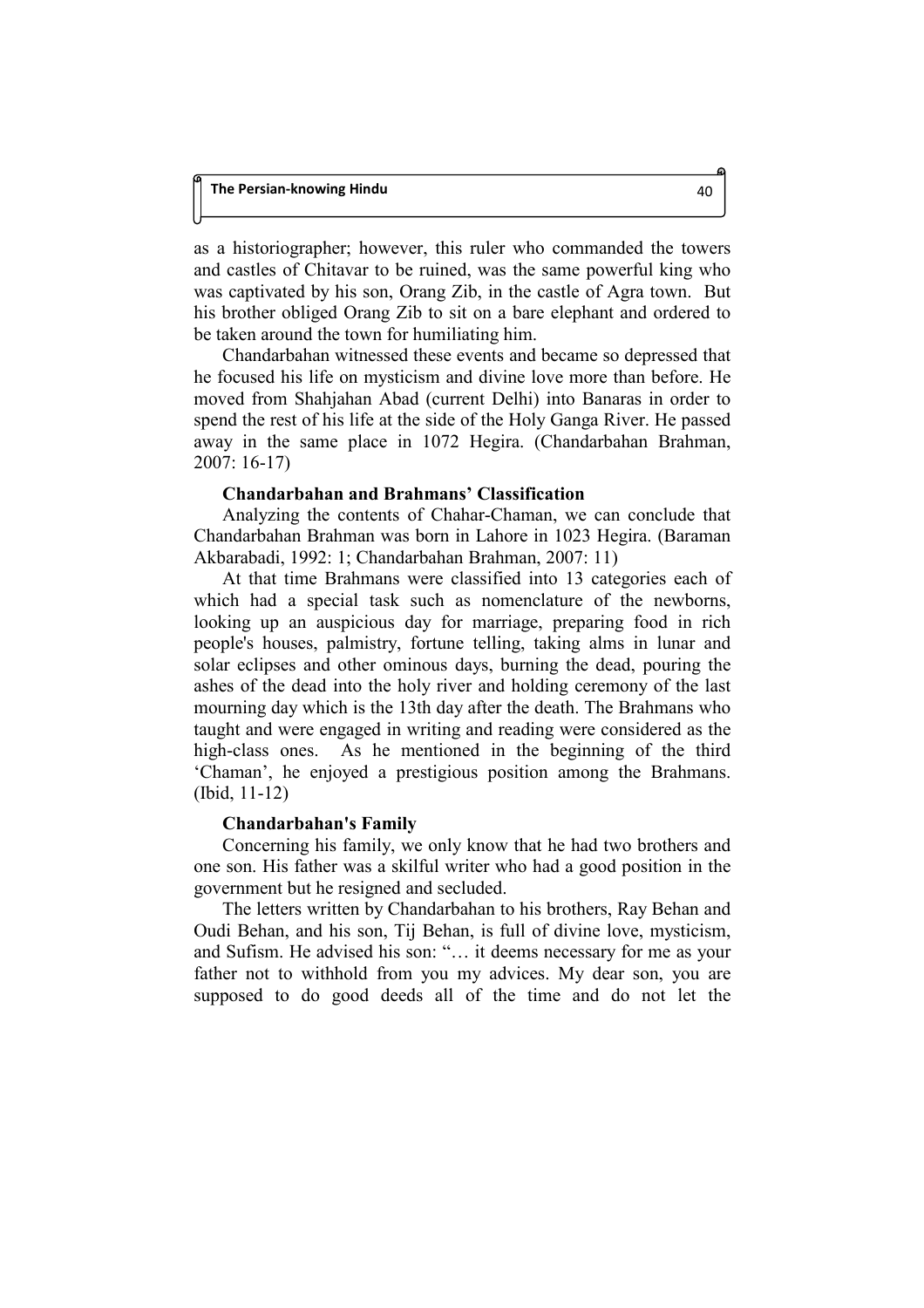as a historiographer; however, this ruler who commanded the towers and castles of Chitavar to be ruined, was the same powerful king who was captivated by his son, Orang Zib, in the castle of Agra town. But his brother obliged Orang Zib to sit on a bare elephant and ordered to be taken around the town for humiliating him.

Chandarbahan witnessed these events and became so depressed that he focused his life on mysticism and divine love more than before. He moved from Shahjahan Abad (current Delhi) into Banaras in order to spend the rest of his life at the side of the Holy Ganga River. He passed away in the same place in 1072 Hegira. (Chandarbahan Brahman, 2007: 16-17)

### Chandarbahan and Brahmans' Classification

Analyzing the contents of Chahar-Chaman, we can conclude that Chandarbahan Brahman was born in Lahore in 1023 Hegira. (Baraman Akbarabadi, 1992: 1; Chandarbahan Brahman, 2007: 11)

At that time Brahmans were classified into 13 categories each of which had a special task such as nomenclature of the newborns, looking up an auspicious day for marriage, preparing food in rich people's houses, palmistry, fortune telling, taking alms in lunar and solar eclipses and other ominous days, burning the dead, pouring the ashes of the dead into the holy river and holding ceremony of the last mourning day which is the 13th day after the death. The Brahmans who taught and were engaged in writing and reading were considered as the high-class ones. As he mentioned in the beginning of the third 'Chaman', he enjoyed a prestigious position among the Brahmans. (Ibid, 11-12)

### Chandarbahan's Family

Concerning his family, we only know that he had two brothers and one son. His father was a skilful writer who had a good position in the government but he resigned and secluded.

The letters written by Chandarbahan to his brothers, Ray Behan and Oudi Behan, and his son, Tij Behan, is full of divine love, mysticism, and Sufism. He advised his son: "… it deems necessary for me as your father not to withhold from you my advices. My dear son, you are supposed to do good deeds all of the time and do not let the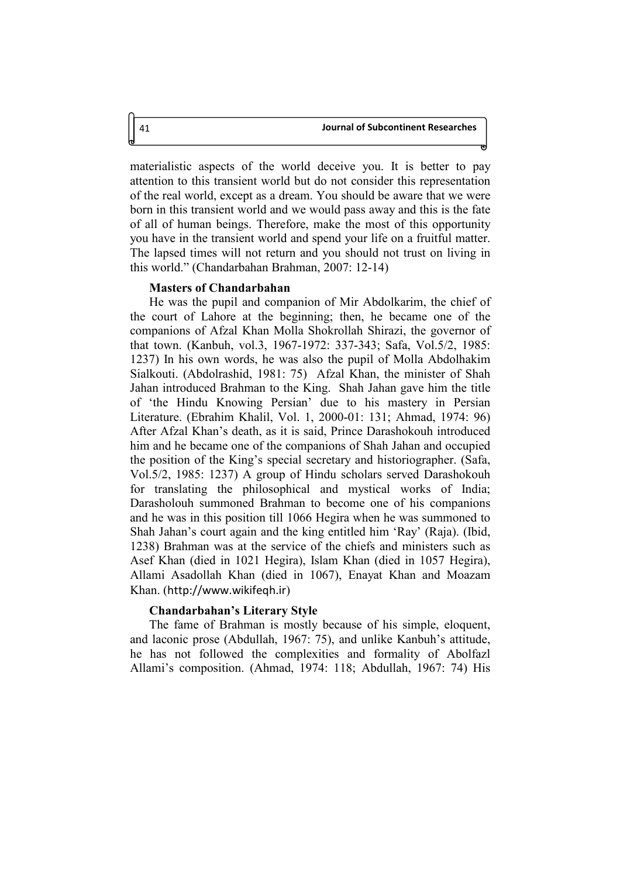materialistic aspects of the world deceive you. It is better to pay attention to this transient world but do not consider this representation of the real world, except as a dream. You should be aware that we were born in this transient world and we would pass away and this is the fate of all of human beings. Therefore, make the most of this opportunity you have in the transient world and spend your life on a fruitful matter. The lapsed times will not return and you should not trust on living in this world." (Chandarbahan Brahman, 2007: 12-14)

### Masters of Chandarbahan

He was the pupil and companion of Mir Abdolkarim, the chief of the court of Lahore at the beginning; then, he became one of the companions of Afzal Khan Molla Shokrollah Shirazi, the governor of that town. (Kanbuh, vol.3, 1967-1972: 337-343; Safa, Vol.5/2, 1985: 1237) In his own words, he was also the pupil of Molla Abdolhakim Sialkouti. (Abdolrashid, 1981: 75) Afzal Khan, the minister of Shah Jahan introduced Brahman to the King. Shah Jahan gave him the title of 'the Hindu Knowing Persian' due to his mastery in Persian Literature. (Ebrahim Khalil, Vol. 1, 2000-01: 131; Ahmad, 1974: 96) After Afzal Khan's death, as it is said, Prince Darashokouh introduced him and he became one of the companions of Shah Jahan and occupied the position of the King's special secretary and historiographer. (Safa, Vol.5/2, 1985: 1237) A group of Hindu scholars served Darashokouh for translating the philosophical and mystical works of India; Darasholouh summoned Brahman to become one of his companions and he was in this position till 1066 Hegira when he was summoned to Shah Jahan's court again and the king entitled him 'Ray' (Raja). (Ibid, 1238) Brahman was at the service of the chiefs and ministers such as Asef Khan (died in 1021 Hegira), Islam Khan (died in 1057 Hegira), Allami Asadollah Khan (died in 1067), Enayat Khan and Moazam Khan. (http://www.wikifeqh.ir)

### Chandarbahan's Literary Style

The fame of Brahman is mostly because of his simple, eloquent, and laconic prose (Abdullah, 1967: 75), and unlike Kanbuh's attitude, he has not followed the complexities and formality of Abolfazl Allami's composition. (Ahmad, 1974: 118; Abdullah, 1967: 74) His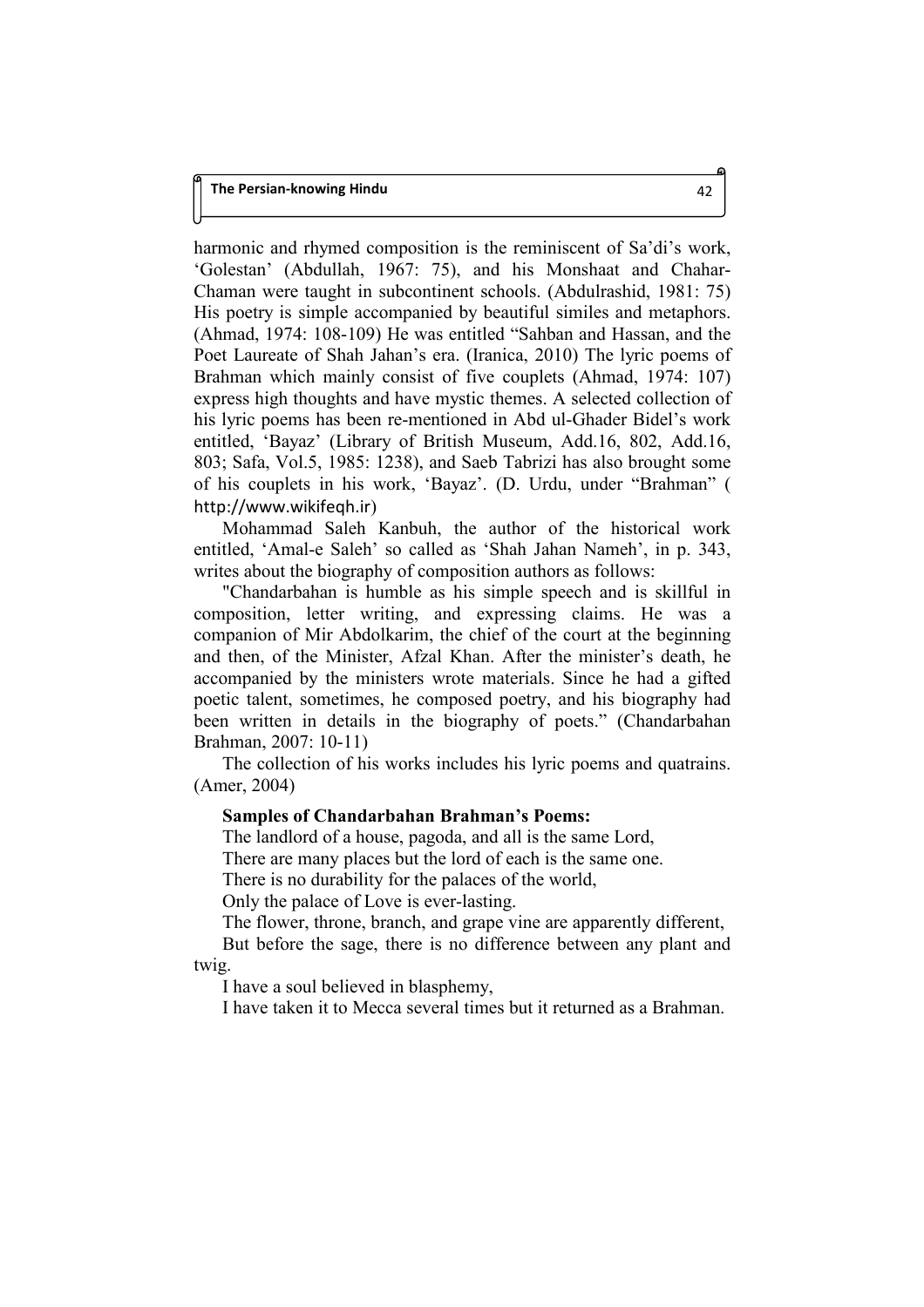harmonic and rhymed composition is the reminiscent of Sa'di's work, 'Golestan' (Abdullah, 1967: 75), and his Monshaat and Chahar-Chaman were taught in subcontinent schools. (Abdulrashid, 1981: 75) His poetry is simple accompanied by beautiful similes and metaphors. (Ahmad, 1974: 108-109) He was entitled "Sahban and Hassan, and the Poet Laureate of Shah Jahan's era. (Iranica, 2010) The lyric poems of Brahman which mainly consist of five couplets (Ahmad, 1974: 107) express high thoughts and have mystic themes. A selected collection of his lyric poems has been re-mentioned in Abd ul-Ghader Bidel's work entitled, 'Bayaz' (Library of British Museum, Add.16, 802, Add.16, 803; Safa, Vol.5, 1985: 1238), and Saeb Tabrizi has also brought some of his couplets in his work, 'Bayaz'. (D. Urdu, under "Brahman" ( http://www.wikifeqh.ir)

Mohammad Saleh Kanbuh, the author of the historical work entitled, 'Amal-e Saleh' so called as 'Shah Jahan Nameh', in p. 343, writes about the biography of composition authors as follows:

"Chandarbahan is humble as his simple speech and is skillful in composition, letter writing, and expressing claims. He was a companion of Mir Abdolkarim, the chief of the court at the beginning and then, of the Minister, Afzal Khan. After the minister's death, he accompanied by the ministers wrote materials. Since he had a gifted poetic talent, sometimes, he composed poetry, and his biography had been written in details in the biography of poets." (Chandarbahan Brahman, 2007: 10-11)

The collection of his works includes his lyric poems and quatrains. (Amer, 2004)

**Samples of Chandarbahan Brahman's Poems:**

The landlord of a house, pagoda, and all is the same Lord,

There are many places but the lord of each is the same one.

There is no durability for the palaces of the world,

Only the palace of Love is ever-lasting.

The flower, throne, branch, and grape vine are apparently different,

But before the sage, there is no difference between any plant and twig.

I have a soul believed in blasphemy,

I have taken it to Mecca several times but it returned as a Brahman.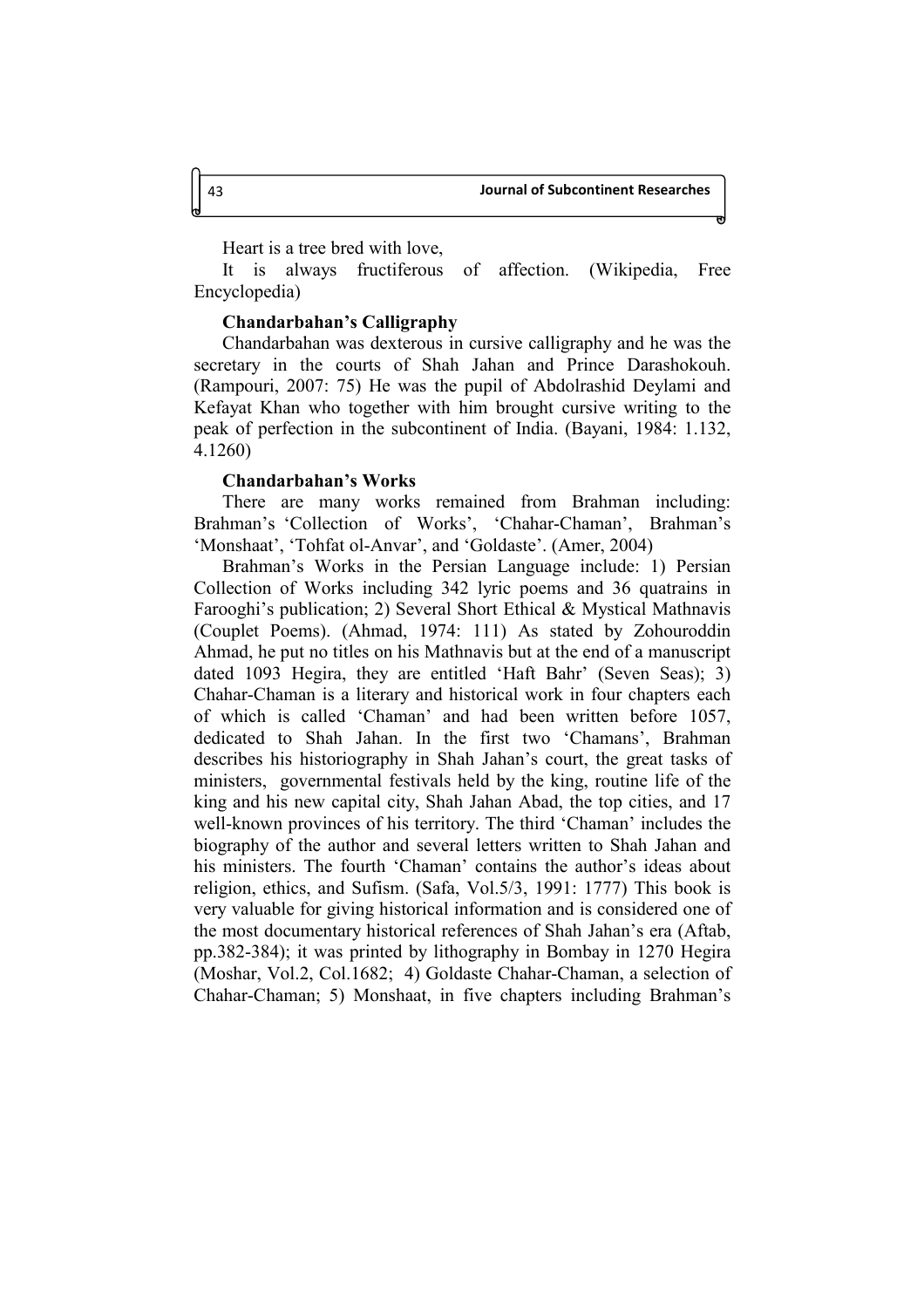Heart is a tree bred with love,

It is always fructiferous of affection. (Wikipedia, Free Encyclopedia)

**Chandarbahan's Calligraphy**

Chandarbahan was dexterous in cursive calligraphy and he was the secretary in the courts of Shah Jahan and Prince Darashokouh. (Rampouri, 2007: 75) He was the pupil of Abdolrashid Deylami and Kefayat Khan who together with him brought cursive writing to the peak of perfection in the subcontinent of India. (Bayani, 1984: 1.132, 4.1260)

**Chandarbahan's Works**

There are many works remained from Brahman including: Brahman's 'Collection of Works', 'Chahar-Chaman', Brahman's 'Monshaat', 'Tohfat ol-Anvar', and 'Goldaste'. (Amer, 2004)

Brahman's Works in the Persian Language include: 1) Persian Collection of Works including 342 lyric poems and 36 quatrains in Farooghi's publication; 2) Several Short Ethical & Mystical Mathnavis (Couplet Poems). (Ahmad, 1974: 111) As stated by Zohouroddin Ahmad, he put no titles on his Mathnavis but at the end of a manuscript dated 1093 Hegira, they are entitled 'Haft Bahr' (Seven Seas); 3) Chahar-Chaman is a literary and historical work in four chapters each of which is called 'Chaman' and had been written before 1057, dedicated to Shah Jahan. In the first two 'Chamans', Brahman describes his historiography in Shah Jahan's court, the great tasks of ministers, governmental festivals held by the king, routine life of the king and his new capital city, Shah Jahan Abad, the top cities, and 17 well-known provinces of his territory. The third 'Chaman' includes the biography of the author and several letters written to Shah Jahan and his ministers. The fourth 'Chaman' contains the author's ideas about religion, ethics, and Sufism. (Safa, Vol.5/3, 1991: 1777) This book is very valuable for giving historical information and is considered one of the most documentary historical references of Shah Jahan's era (Aftab, pp.382-384); it was printed by lithography in Bombay in 1270 Hegira (Moshar, Vol.2, Col.1682; 4) Goldaste Chahar-Chaman, a selection of Chahar-Chaman; 5) Monshaat, in five chapters including Brahman's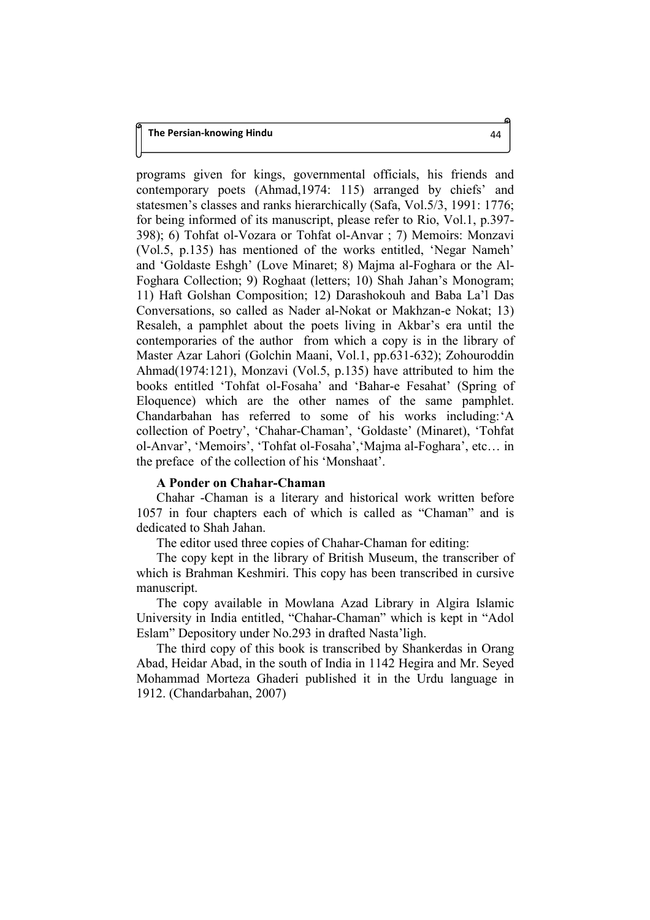programs given for kings, governmental officials, his friends and contemporary poets (Ahmad,1974: 115) arranged by chiefs' and statesmen's classes and ranks hierarchically (Safa, Vol.5/3, 1991: 1776; for being informed of its manuscript, please refer to Rio, Vol.1, p.397-398); 6) Tohfat ol-Vozara or Tohfat ol-Anvar ; 7) Memoirs: Monzavi (Vol.5, p.135) has mentioned of the works entitled, 'Negar Nameh' and 'Goldaste Eshgh' (Love Minaret; 8) Majma al-Foghara or the Al-Foghara Collection; 9) Roghaat (letters; 10) Shah Jahan's Monogram; 11) Haft Golshan Composition; 12) Darashokouh and Baba La'l Das Conversations, so called as Nader al-Nokat or Makhzan-e Nokat; 13) Resaleh, a pamphlet about the poets living in Akbar's era until the contemporaries of the author from which a copy is in the library of Master Azar Lahori (Golchin Maani, Vol.1, pp.631-632); Zohouroddin Ahmad(1974:121), Monzavi (Vol.5, p.135) have attributed to him the books entitled 'Tohfat ol-Fosaha' and 'Bahar-e Fesahat' (Spring of Eloquence) which are the other names of the same pamphlet. Chandarbahan has referred to some of his works including:'A collection of Poetry', 'Chahar-Chaman', 'Goldaste' (Minaret), 'Tohfat ol-Anvar', 'Memoirs', 'Tohfat ol-Fosaha','Majma al-Foghara', etc… in the preface of the collection of his 'Monshaat'.

**A Ponder on Chahar-Chaman**

Chahar -Chaman is a literary and historical work written before 1057 in four chapters each of which is called as "Chaman" and is dedicated to Shah Jahan.

The editor used three copies of Chahar-Chaman for editing:

The copy kept in the library of British Museum, the transcriber of which is Brahman Keshmiri. This copy has been transcribed in cursive manuscript.

The copy available in Mowlana Azad Library in Algira Islamic University in India entitled, "Chahar-Chaman" which is kept in "Adol Eslam" Depository under No.293 in drafted Nasta'ligh.

The third copy of this book is transcribed by Shankerdas in Orang Abad, Heidar Abad, in the south of India in 1142 Hegira and Mr. Seyed Mohammad Morteza Ghaderi published it in the Urdu language in 1912. (Chandarbahan, 2007)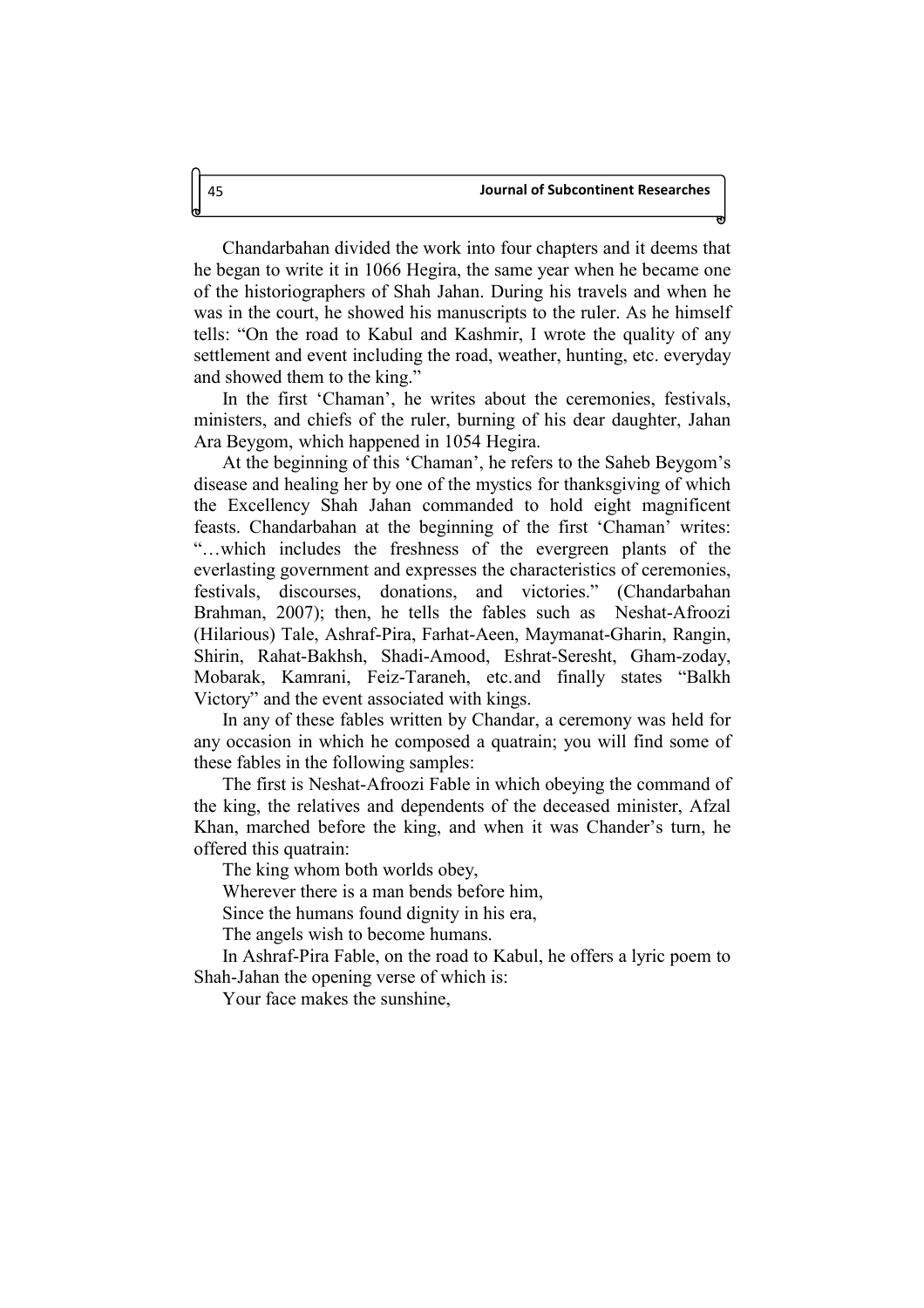Chandarbahan divided the work into four chapters and it deems that he began to write it in 1066 Hegira, the same year when he became one of the historiographers of Shah Jahan. During his travels and when he was in the court, he showed his manuscripts to the ruler. As he himself tells: "On the road to Kabul and Kashmir, I wrote the quality of any settlement and event including the road, weather, hunting, etc. everyday and showed them to the king."

In the first 'Chaman', he writes about the ceremonies, festivals, ministers, and chiefs of the ruler, burning of his dear daughter, Jahan Ara Beygom, which happened in 1054 Hegira.

At the beginning of this 'Chaman', he refers to the Saheb Beygom's disease and healing her by one of the mystics for thanksgiving of which the Excellency Shah Jahan commanded to hold eight magnificent feasts. Chandarbahan at the beginning of the first 'Chaman' writes: "…which includes the freshness of the evergreen plants of the everlasting government and expresses the characteristics of ceremonies, festivals, discourses, donations, and victories." (Chandarbahan Brahman, 2007); then, he tells the fables such as Neshat-Afroozi (Hilarious) Tale, Ashraf-Pira, Farhat-Aeen, Maymanat-Gharin, Rangin, Shirin, Rahat-Bakhsh, Shadi-Amood, Eshrat-Seresht, Gham-zoday, Mobarak, Kamrani, Feiz-Taraneh, etc. and finally states "Balkh Victory" and the event associated with kings.

In any of these fables written by Chandar, a ceremony was held for any occasion in which he composed a quatrain; you will find some of these fables in the following samples:

The first is Neshat-Afroozi Fable in which obeying the command of the king, the relatives and dependents of the deceased minister, Afzal Khan, marched before the king, and when it was Chander's turn, he offered this quatrain:

The king whom both worlds obey,

Wherever there is a man bends before him,

Since the humans found dignity in his era,

The angels wish to become humans.

In Ashraf-Pira Fable, on the road to Kabul, he offers a lyric poem to Shah-Jahan the opening verse of which is:

Your face makes the sunshine,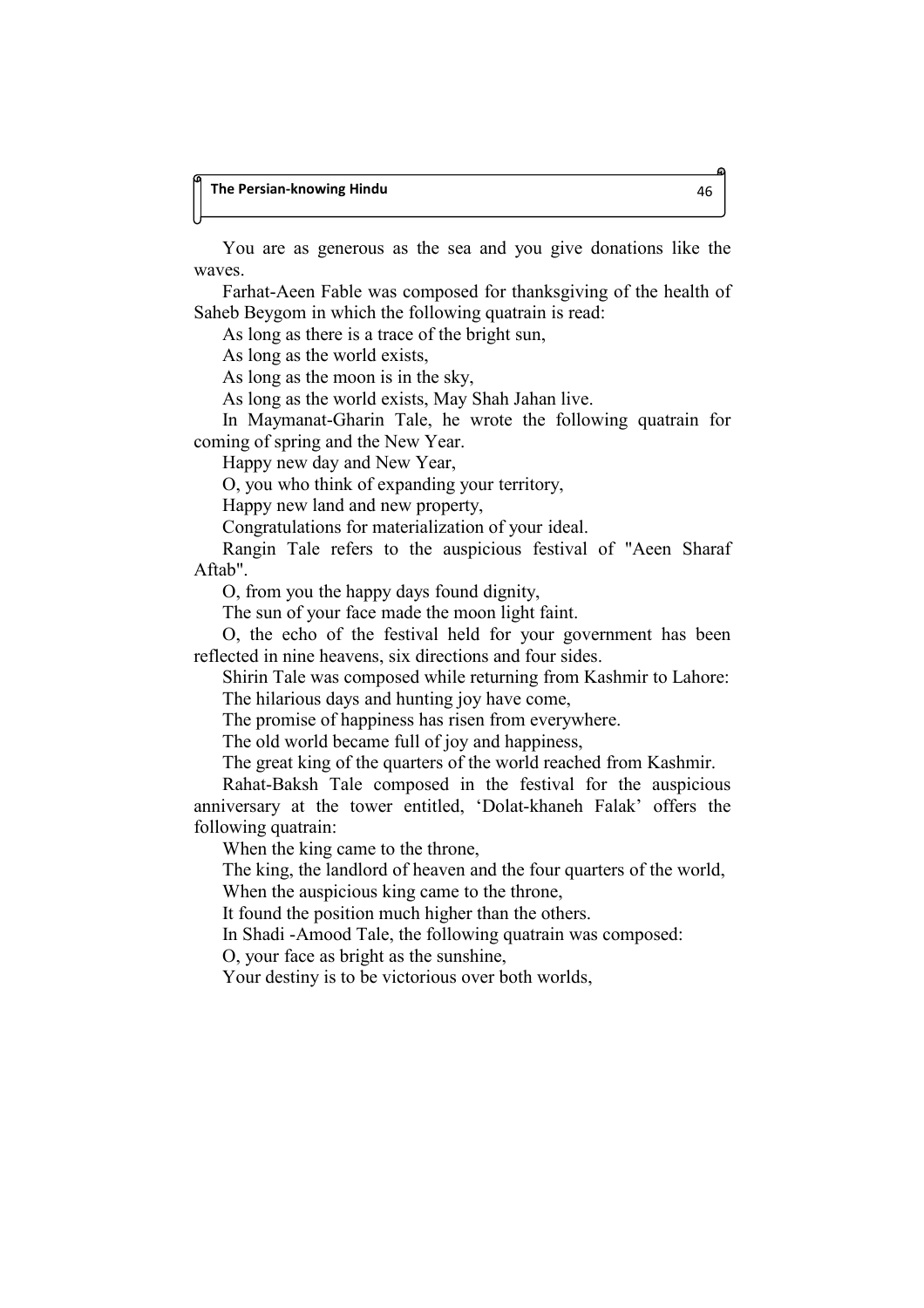You are as generous as the sea and you give donations like the waves.

Farhat-Aeen Fable was composed for thanksgiving of the health of Saheb Beygom in which the following quatrain is read:

As long as there is a trace of the bright sun,

As long as the world exists,

As long as the moon is in the sky,

As long as the world exists, May Shah Jahan live.

In Maymanat-Gharin Tale, he wrote the following quatrain for coming of spring and the New Year.

Happy new day and New Year,

O, you who think of expanding your territory,

Happy new land and new property,

Congratulations for materialization of your ideal.

Rangin Tale refers to the auspicious festival of "Aeen Sharaf Aftab".

O, from you the happy days found dignity,

The sun of your face made the moon light faint.

O, the echo of the festival held for your government has been reflected in nine heavens, six directions and four sides.

Shirin Tale was composed while returning from Kashmir to Lahore:

The hilarious days and hunting joy have come,

The promise of happiness has risen from everywhere.

The old world became full of joy and happiness,

The great king of the quarters of the world reached from Kashmir.

Rahat-Baksh Tale composed in the festival for the auspicious anniversary at the tower entitled, 'Dolat-khaneh Falak' offers the following quatrain:

When the king came to the throne,

The king, the landlord of heaven and the four quarters of the world,

When the auspicious king came to the throne,

It found the position much higher than the others.

In Shadi -Amood Tale, the following quatrain was composed:

O, your face as bright as the sunshine,

Your destiny is to be victorious over both worlds,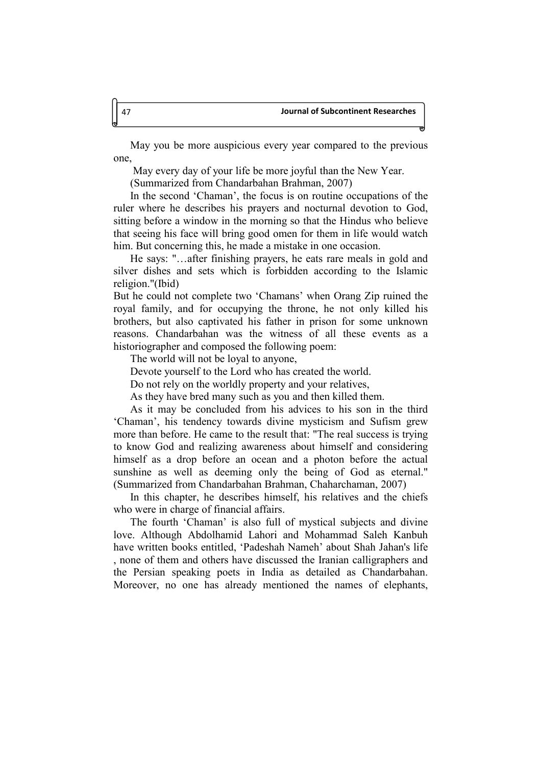May you be more auspicious every year compared to the previous one,

May every day of your life be more joyful than the New Year.

(Summarized from Chandarbahan Brahman, 2007)

In the second 'Chaman', the focus is on routine occupations of the ruler where he describes his prayers and nocturnal devotion to God, sitting before a window in the morning so that the Hindus who believe that seeing his face will bring good omen for them in life would watch him. But concerning this, he made a mistake in one occasion.

He says: "…after finishing prayers, he eats rare meals in gold and silver dishes and sets which is forbidden according to the Islamic religion."(Ibid)

But he could not complete two 'Chamans' when Orang Zip ruined the royal family, and for occupying the throne, he not only killed his brothers, but also captivated his father in prison for some unknown reasons. Chandarbahan was the witness of all these events as a historiographer and composed the following poem:

The world will not be loyal to anyone,

Devote yourself to the Lord who has created the world.

Do not rely on the worldly property and your relatives,

As they have bred many such as you and then killed them.

As it may be concluded from his advices to his son in the third 'Chaman', his tendency towards divine mysticism and Sufism grew more than before. He came to the result that: "The real success is trying to know God and realizing awareness about himself and considering himself as a drop before an ocean and a photon before the actual sunshine as well as deeming only the being of God as eternal." (Summarized from Chandarbahan Brahman, Chaharchaman, 2007)

In this chapter, he describes himself, his relatives and the chiefs who were in charge of financial affairs.

The fourth 'Chaman' is also full of mystical subjects and divine love. Although Abdolhamid Lahori and Mohammad Saleh Kanbuh have written books entitled, 'Padeshah Nameh' about Shah Jahan's life , none of them and others have discussed the Iranian calligraphers and the Persian speaking poets in India as detailed as Chandarbahan. Moreover, no one has already mentioned the names of elephants,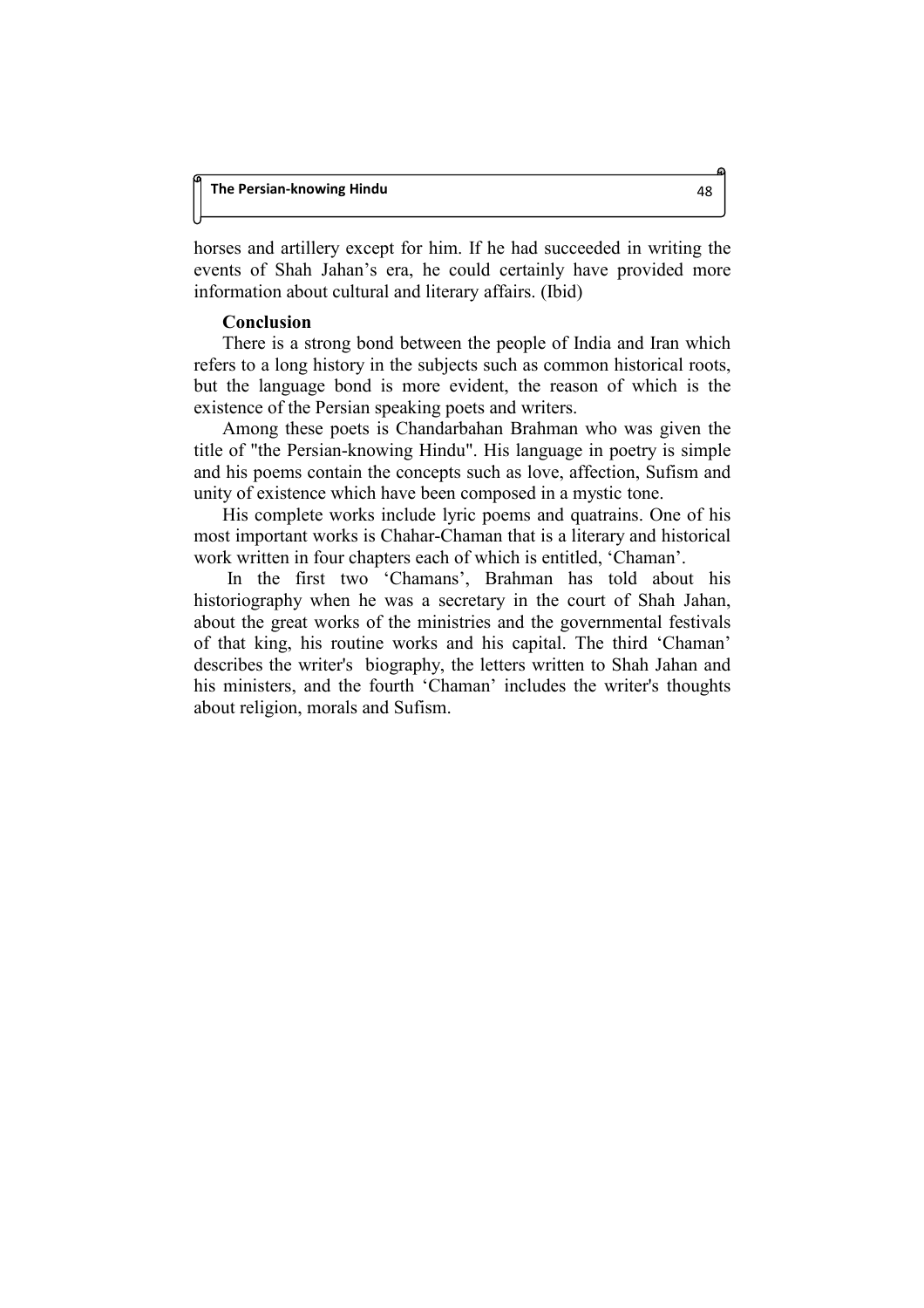horses and artillery except for him. If he had succeeded in writing the events of Shah Jahan's era, he could certainly have provided more information about cultural and literary affairs. (Ibid)

## Conclusion

There is a strong bond between the people of India and Iran which refers to a long history in the subjects such as common historical roots, but the language bond is more evident, the reason of which is the existence of the Persian speaking poets and writers.

Among these poets is Chandarbahan Brahman who was given the title of "the Persian-knowing Hindu". His language in poetry is simple and his poems contain the concepts such as love, affection, Sufism and unity of existence which have been composed in a mystic tone.

His complete works include lyric poems and quatrains. One of his most important works is Chahar-Chaman that is a literary and historical work written in four chapters each of which is entitled, 'Chaman'.

In the first two 'Chamans', Brahman has told about his historiography when he was a secretary in the court of Shah Jahan, about the great works of the ministries and the governmental festivals of that king, his routine works and his capital. The third 'Chaman' describes the writer's biography, the letters written to Shah Jahan and his ministers, and the fourth 'Chaman' includes the writer's thoughts about religion, morals and Sufism.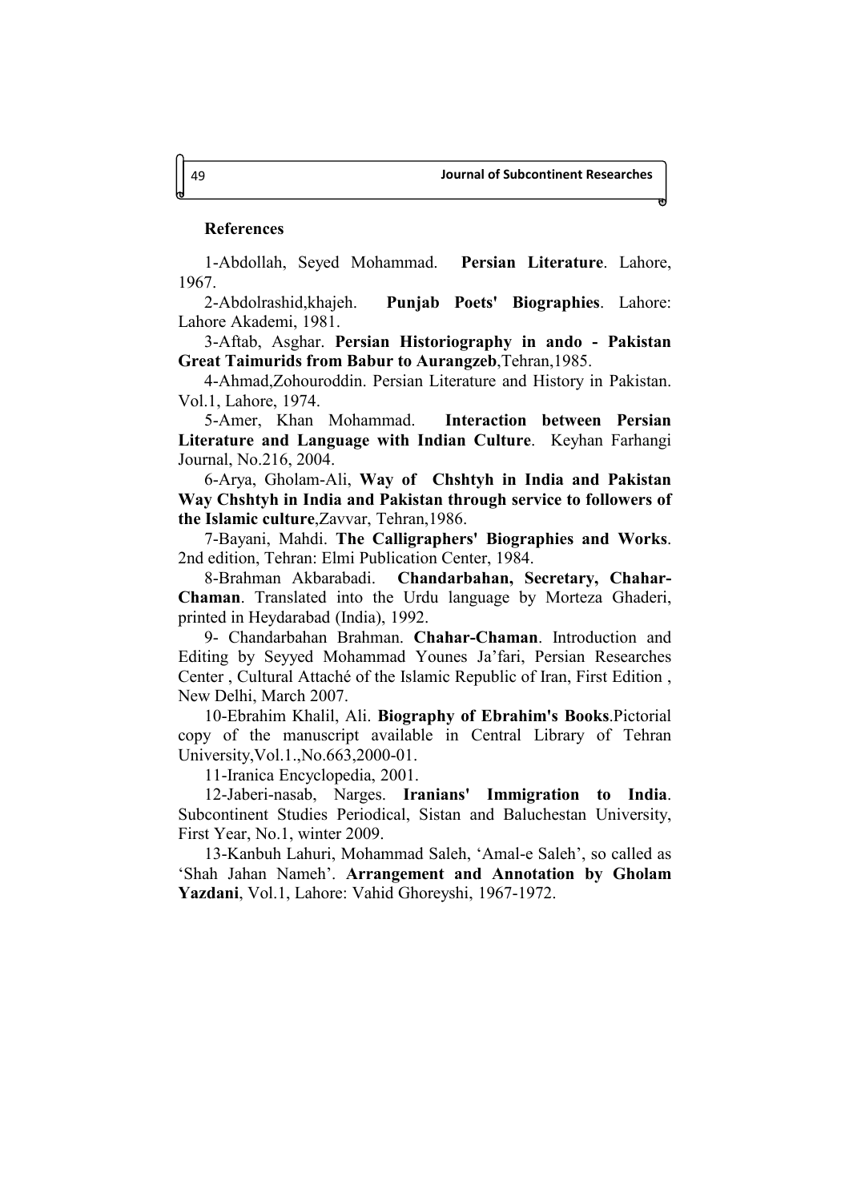**References**

1-Abdollah, Seyed Mohammad. **Persian Literature**. Lahore, 1967.

2-Abdolrashid,khajeh. **Punjab Poets' Biographies**. Lahore: Lahore Akademi, 1981.

3-Aftab, Asghar. **Persian Historiography in ando - Pakistan Great Taimurids from Babur to Aurangzeb**,Tehran,1985.

4-Ahmad,Zohouroddin. Persian Literature and History in Pakistan. Vol.1, Lahore, 1974.

5-Amer, Khan Mohammad. **Interaction between Persian Literature and Language with Indian Culture**. Keyhan Farhangi Journal, No.216, 2004.

6-Arya, Gholam-Ali, **Way of Chshtyh in India and Pakistan Way Chshtyh in India and Pakistan through service to followers of the Islamic culture**,Zavvar, Tehran,1986.

7-Bayani, Mahdi. **The Calligraphers' Biographies and Works**. 2nd edition, Tehran: Elmi Publication Center, 1984.

8-Brahman Akbarabadi. **Chandarbahan, Secretary, Chahar-Chaman**. Translated into the Urdu language by Morteza Ghaderi, printed in Heydarabad (India), 1992.

9- Chandarbahan Brahman. **Chahar-Chaman**. Introduction and Editing by Seyyed Mohammad Younes Ja'fari, Persian Researches Center , Cultural Attaché of the Islamic Republic of Iran, First Edition , New Delhi, March 2007.

10-Ebrahim Khalil, Ali. **Biography of Ebrahim's Books**.Pictorial copy of the manuscript available in Central Library of Tehran University,Vol.1.,No.663,2000-01.

11-Iranica Encyclopedia, 2001.

12-Jaberi-nasab, Narges. **Iranians' Immigration to India**. Subcontinent Studies Periodical, Sistan and Baluchestan University, First Year, No.1, winter 2009.

13-Kanbuh Lahuri, Mohammad Saleh, 'Amal-e Saleh', so called as 'Shah Jahan Nameh'. **Arrangement and Annotation by Gholam Yazdani**, Vol.1, Lahore: Vahid Ghoreyshi, 1967-1972.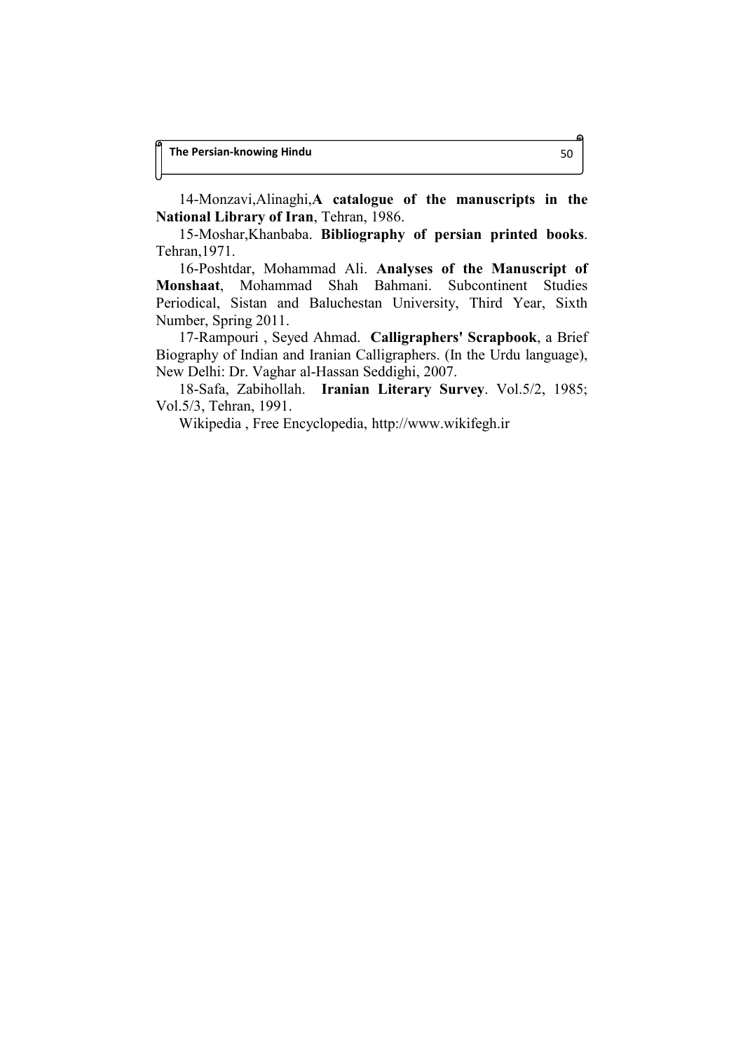14-Monzavi,Alinaghi,**A catalogue of the manuscripts in the National Library of Iran**, Tehran, 1986.

15-Moshar,Khanbaba. **Bibliography of persian printed books**. Tehran,1971.

16-Poshtdar, Mohammad Ali. **Analyses of the Manuscript of Monshaat**, Mohammad Shah Bahmani. Subcontinent Studies Periodical, Sistan and Baluchestan University, Third Year, Sixth Number, Spring 2011.

17-Rampouri , Seyed Ahmad. **Calligraphers' Scrapbook**, a Brief Biography of Indian and Iranian Calligraphers. (In the Urdu language), New Delhi: Dr. Vaghar al-Hassan Seddighi, 2007.

18-Safa, Zabihollah. **Iranian Literary Survey**. Vol.5/2, 1985; Vol.5/3, Tehran, 1991.

Wikipedia , Free Encyclopedia, http://www.wikifegh.ir